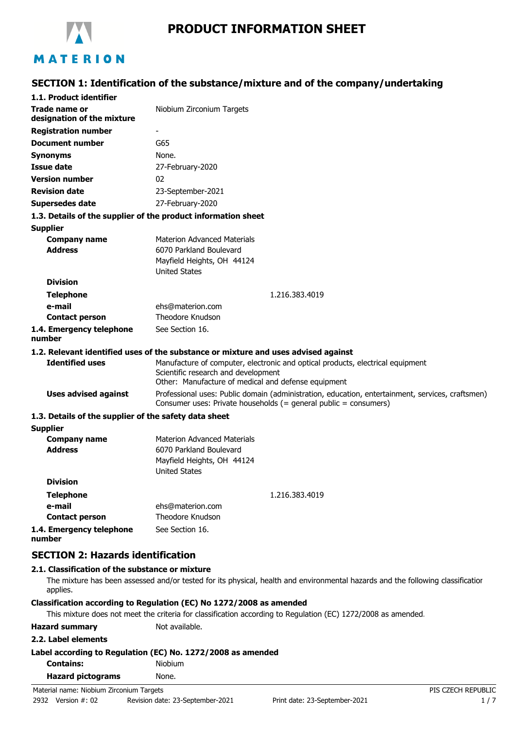# PRODUCT INFORMATION SHEET

## SECTION 1: Identification of the substance/mixture and of the company/undertaking

### 1.1. Product identifier

| | |
|---|---|
| **Trade name or designation of the mixture** | Niobium Zirconium Targets |
| **Registration number** | - |
| **Document number** | G65 |
| **Synonyms** | None. |
| **Issue date** | 27-February-2020 |
| **Version number** | 02 |
| **Revision date** | 23-September-2021 |
| **Supersedes date** | 27-February-2020 |

### 1.3. Details of the supplier of the product information sheet

**Supplier**

| | |
|---|---|
| **Company name** | Materion Advanced Materials |
| **Address** | 6070 Parkland Boulevard<br>Mayfield Heights, OH 44124<br>United States |
| **Division** | |
| **Telephone** | 1.216.383.4019 |
| **e-mail** | ehs@materion.com |
| **Contact person** | Theodore Knudson |
| **1.4. Emergency telephone number** | See Section 16. |

### 1.2. Relevant identified uses of the substance or mixture and uses advised against

| | |
|---|---|
| **Identified uses** | Manufacture of computer, electronic and optical products, electrical equipment<br>Scientific research and development<br>Other: Manufacture of medical and defense equipment |
| **Uses advised against** | Professional uses: Public domain (administration, education, entertainment, services, craftsmen)<br>Consumer uses: Private households (= general public = consumers) |

### 1.3. Details of the supplier of the safety data sheet

**Supplier**

| | |
|---|---|
| **Company name** | Materion Advanced Materials |
| **Address** | 6070 Parkland Boulevard<br>Mayfield Heights, OH 44124<br>United States |
| **Division** | |
| **Telephone** | 1.216.383.4019 |
| **e-mail** | ehs@materion.com |
| **Contact person** | Theodore Knudson |
| **1.4. Emergency telephone number** | See Section 16. |

## SECTION 2: Hazards identification

### 2.1. Classification of the substance or mixture

The mixture has been assessed and/or tested for its physical, health and environmental hazards and the following classification applies.

**Classification according to Regulation (EC) No 1272/2008 as amended**

This mixture does not meet the criteria for classification according to Regulation (EC) 1272/2008 as amended.

**Hazard summary** Not available.

### 2.2. Label elements

**Label according to Regulation (EC) No. 1272/2008 as amended**

| | |
|---|---|
| **Contains:** | Niobium |
| **Hazard pictograms** | None. |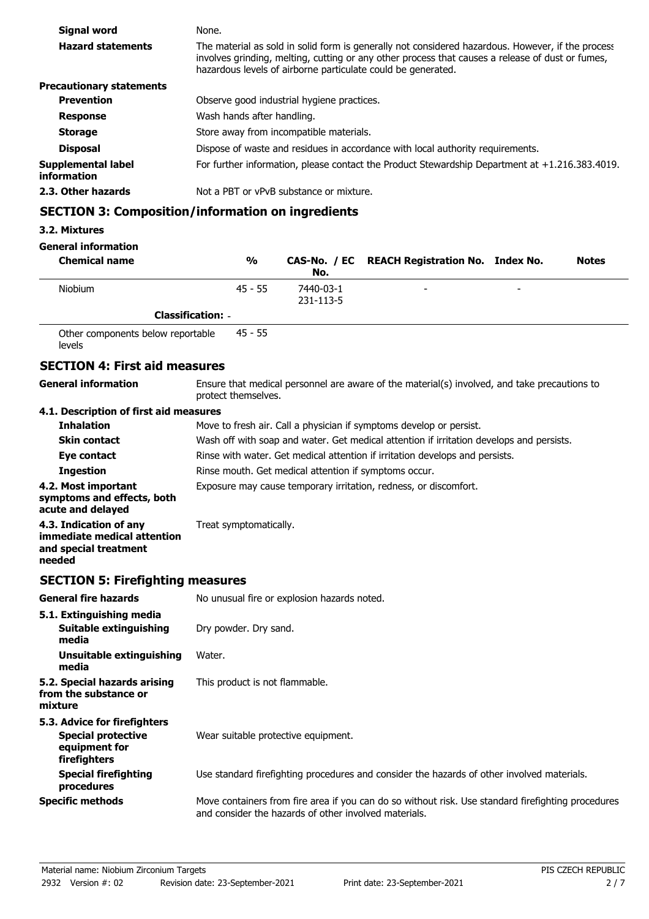**Signal word** None.

**Hazard statements** The material as sold in solid form is generally not considered hazardous. However, if the process involves grinding, melting, cutting or any other process that causes a release of dust or fumes, hazardous levels of airborne particulate could be generated.

**Precautionary statements**

**Prevention** Observe good industrial hygiene practices.

**Response** Wash hands after handling.

**Storage** Store away from incompatible materials.

**Disposal** Dispose of waste and residues in accordance with local authority requirements.

**Supplemental label information** For further information, please contact the Product Stewardship Department at +1.216.383.4019.

**2.3. Other hazards** Not a PBT or vPvB substance or mixture.

## SECTION 3: Composition/information on ingredients

### 3.2. Mixtures

**General information**

| Chemical name | % | CAS-No. / EC No. | REACH Registration No. | Index No. | Notes |
|---|---|---|---|---|---|
| Niobium | 45 - 55 | 7440-03-1 231-113-5 | - | - | |
| Classification: - | | | | | |
| Other components below reportable levels | 45 - 55 | | | | |

## SECTION 4: First aid measures

**General information** Ensure that medical personnel are aware of the material(s) involved, and take precautions to protect themselves.

### 4.1. Description of first aid measures

**Inhalation** Move to fresh air. Call a physician if symptoms develop or persist.

**Skin contact** Wash off with soap and water. Get medical attention if irritation develops and persists.

**Eye contact** Rinse with water. Get medical attention if irritation develops and persists.

**Ingestion** Rinse mouth. Get medical attention if symptoms occur.

**4.2. Most important symptoms and effects, both acute and delayed** Exposure may cause temporary irritation, redness, or discomfort.

**4.3. Indication of any immediate medical attention and special treatment needed** Treat symptomatically.

## SECTION 5: Firefighting measures

**General fire hazards** No unusual fire or explosion hazards noted.

### 5.1. Extinguishing media

**Suitable extinguishing media** Dry powder. Dry sand.

**Unsuitable extinguishing media** Water.

**5.2. Special hazards arising from the substance or mixture** This product is not flammable.

### 5.3. Advice for firefighters

**Special protective equipment for firefighters** Wear suitable protective equipment.

**Special firefighting procedures** Use standard firefighting procedures and consider the hazards of other involved materials.

**Specific methods** Move containers from fire area if you can do so without risk. Use standard firefighting procedures and consider the hazards of other involved materials.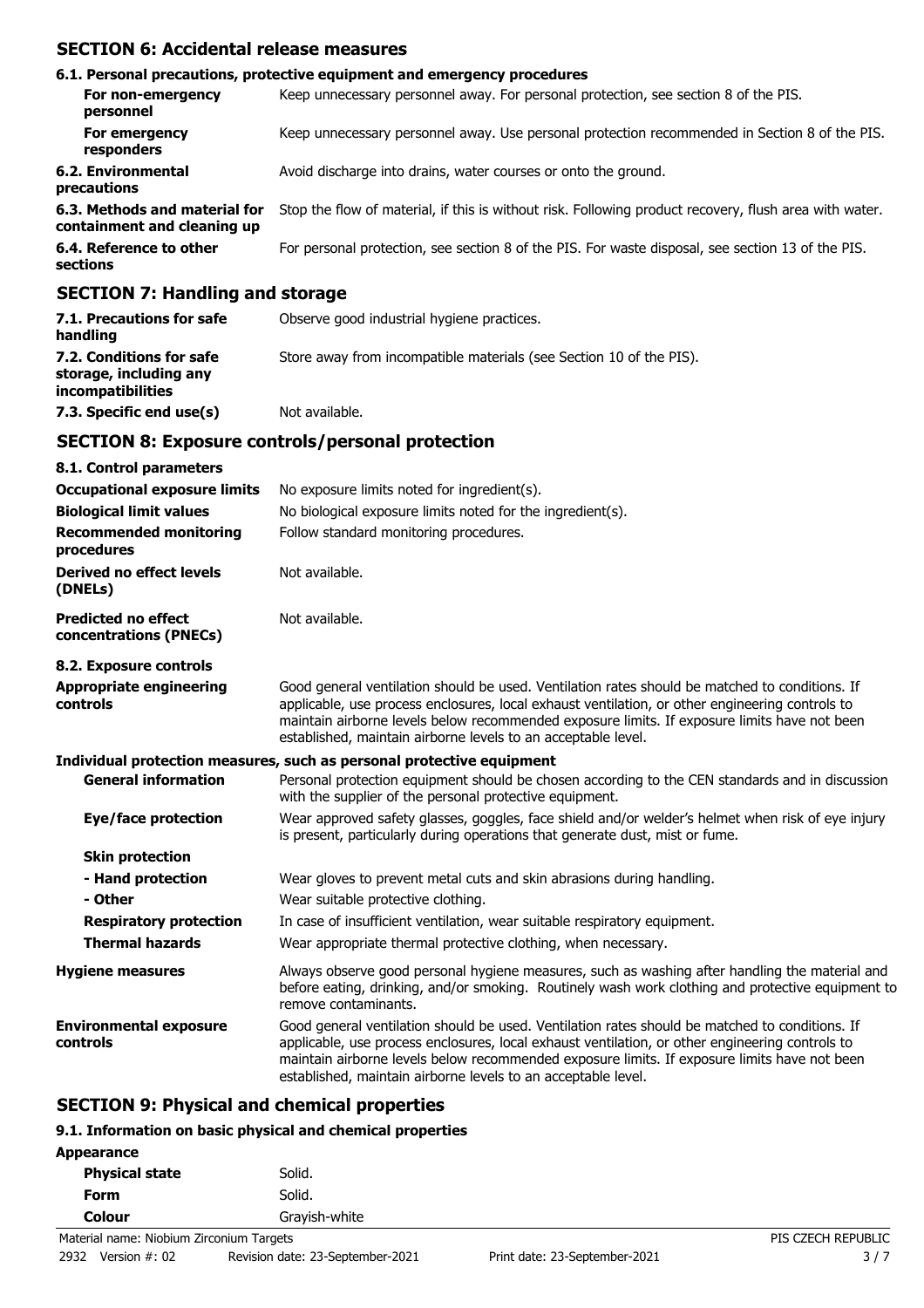## SECTION 6: Accidental release measures

### 6.1. Personal precautions, protective equipment and emergency procedures

| | |
|---|---|
| **For non-emergency personnel** | Keep unnecessary personnel away. For personal protection, see section 8 of the PIS. |
| **For emergency responders** | Keep unnecessary personnel away. Use personal protection recommended in Section 8 of the PIS. |
| **6.2. Environmental precautions** | Avoid discharge into drains, water courses or onto the ground. |
| **6.3. Methods and material for containment and cleaning up** | Stop the flow of material, if this is without risk. Following product recovery, flush area with water. |
| **6.4. Reference to other sections** | For personal protection, see section 8 of the PIS. For waste disposal, see section 13 of the PIS. |

## SECTION 7: Handling and storage

| | |
|---|---|
| **7.1. Precautions for safe handling** | Observe good industrial hygiene practices. |
| **7.2. Conditions for safe storage, including any incompatibilities** | Store away from incompatible materials (see Section 10 of the PIS). |
| **7.3. Specific end use(s)** | Not available. |

## SECTION 8: Exposure controls/personal protection

### 8.1. Control parameters

| | |
|---|---|
| **Occupational exposure limits** | No exposure limits noted for ingredient(s). |
| **Biological limit values** | No biological exposure limits noted for the ingredient(s). |
| **Recommended monitoring procedures** | Follow standard monitoring procedures. |
| **Derived no effect levels (DNELs)** | Not available. |
| **Predicted no effect concentrations (PNECs)** | Not available. |

### 8.2. Exposure controls

| | |
|---|---|
| **Appropriate engineering controls** | Good general ventilation should be used. Ventilation rates should be matched to conditions. If applicable, use process enclosures, local exhaust ventilation, or other engineering controls to maintain airborne levels below recommended exposure limits. If exposure limits have not been established, maintain airborne levels to an acceptable level. |

**Individual protection measures, such as personal protective equipment**

| | |
|---|---|
| **General information** | Personal protection equipment should be chosen according to the CEN standards and in discussion with the supplier of the personal protective equipment. |
| **Eye/face protection** | Wear approved safety glasses, goggles, face shield and/or welder's helmet when risk of eye injury is present, particularly during operations that generate dust, mist or fume. |
| **Skin protection** | |
| **- Hand protection** | Wear gloves to prevent metal cuts and skin abrasions during handling. |
| **- Other** | Wear suitable protective clothing. |
| **Respiratory protection** | In case of insufficient ventilation, wear suitable respiratory equipment. |
| **Thermal hazards** | Wear appropriate thermal protective clothing, when necessary. |
| **Hygiene measures** | Always observe good personal hygiene measures, such as washing after handling the material and before eating, drinking, and/or smoking. Routinely wash work clothing and protective equipment to remove contaminants. |
| **Environmental exposure controls** | Good general ventilation should be used. Ventilation rates should be matched to conditions. If applicable, use process enclosures, local exhaust ventilation, or other engineering controls to maintain airborne levels below recommended exposure limits. If exposure limits have not been established, maintain airborne levels to an acceptable level. |

## SECTION 9: Physical and chemical properties

### 9.1. Information on basic physical and chemical properties

**Appearance**

| | |
|---|---|
| **Physical state** | Solid. |
| **Form** | Solid. |
| **Colour** | Grayish-white |

Material name: Niobium Zirconium Targets
2932 Version #: 02 Revision date: 23-September-2021 Print date: 23-September-2021
PIS CZECH REPUBLIC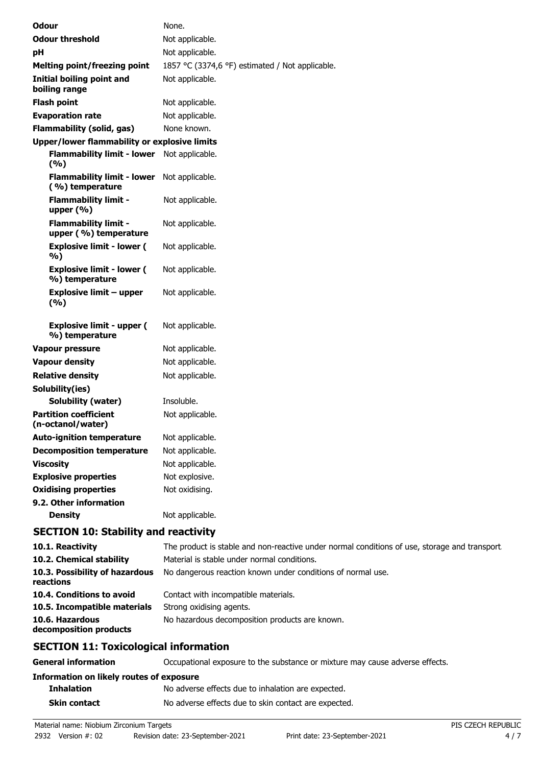| | |
|---|---|
| **Odour** | None. |
| **Odour threshold** | Not applicable. |
| **pH** | Not applicable. |
| **Melting point/freezing point** | 1857 °C (3374,6 °F) estimated / Not applicable. |
| **Initial boiling point and boiling range** | Not applicable. |
| **Flash point** | Not applicable. |
| **Evaporation rate** | Not applicable. |
| **Flammability (solid, gas)** | None known. |
| **Upper/lower flammability or explosive limits** | |
| **Flammability limit - lower (%)** | Not applicable. |
| **Flammability limit - lower (%) temperature** | Not applicable. |
| **Flammability limit - upper (%)** | Not applicable. |
| **Flammability limit - upper (%) temperature** | Not applicable. |
| **Explosive limit - lower (%)** | Not applicable. |
| **Explosive limit - lower (%) temperature** | Not applicable. |
| **Explosive limit – upper (%)** | Not applicable. |
| **Explosive limit - upper (%) temperature** | Not applicable. |
| **Vapour pressure** | Not applicable. |
| **Vapour density** | Not applicable. |
| **Relative density** | Not applicable. |
| **Solubility(ies)** | |
| **Solubility (water)** | Insoluble. |
| **Partition coefficient (n-octanol/water)** | Not applicable. |
| **Auto-ignition temperature** | Not applicable. |
| **Decomposition temperature** | Not applicable. |
| **Viscosity** | Not applicable. |
| **Explosive properties** | Not explosive. |
| **Oxidising properties** | Not oxidising. |
| **9.2. Other information** | |
| **Density** | Not applicable. |

## SECTION 10: Stability and reactivity

| | |
|---|---|
| **10.1. Reactivity** | The product is stable and non-reactive under normal conditions of use, storage and transport. |
| **10.2. Chemical stability** | Material is stable under normal conditions. |
| **10.3. Possibility of hazardous reactions** | No dangerous reaction known under conditions of normal use. |
| **10.4. Conditions to avoid** | Contact with incompatible materials. |
| **10.5. Incompatible materials** | Strong oxidising agents. |
| **10.6. Hazardous decomposition products** | No hazardous decomposition products are known. |

## SECTION 11: Toxicological information

| | |
|---|---|
| **General information** | Occupational exposure to the substance or mixture may cause adverse effects. |
| **Information on likely routes of exposure** | |
| **Inhalation** | No adverse effects due to inhalation are expected. |
| **Skin contact** | No adverse effects due to skin contact are expected. |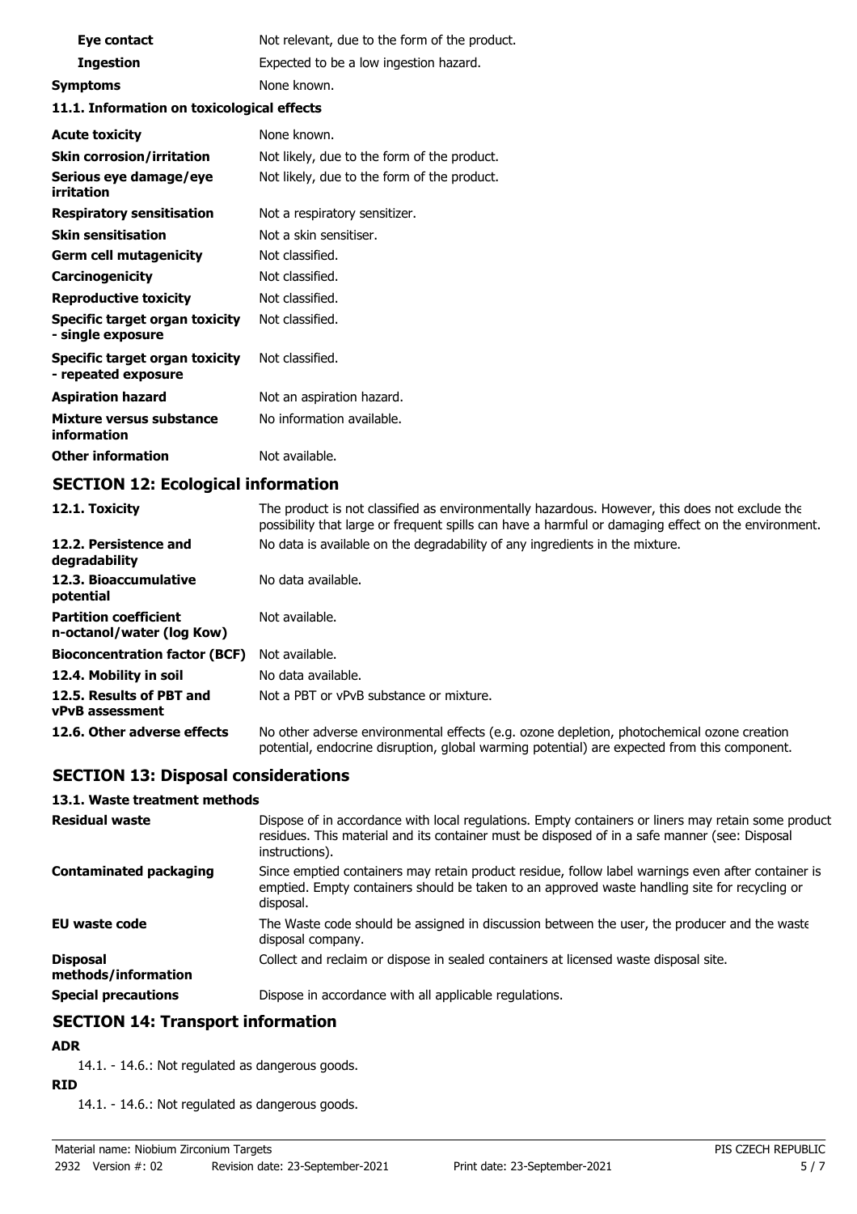| | |
|---|---|
| **Eye contact** | Not relevant, due to the form of the product. |
| **Ingestion** | Expected to be a low ingestion hazard. |
| **Symptoms** | None known. |

**11.1. Information on toxicological effects**

| | |
|---|---|
| **Acute toxicity** | None known. |
| **Skin corrosion/irritation** | Not likely, due to the form of the product. |
| **Serious eye damage/eye irritation** | Not likely, due to the form of the product. |
| **Respiratory sensitisation** | Not a respiratory sensitizer. |
| **Skin sensitisation** | Not a skin sensitiser. |
| **Germ cell mutagenicity** | Not classified. |
| **Carcinogenicity** | Not classified. |
| **Reproductive toxicity** | Not classified. |
| **Specific target organ toxicity - single exposure** | Not classified. |
| **Specific target organ toxicity - repeated exposure** | Not classified. |
| **Aspiration hazard** | Not an aspiration hazard. |
| **Mixture versus substance information** | No information available. |
| **Other information** | Not available. |

## SECTION 12: Ecological information

| | |
|---|---|
| **12.1. Toxicity** | The product is not classified as environmentally hazardous. However, this does not exclude the possibility that large or frequent spills can have a harmful or damaging effect on the environment. |
| **12.2. Persistence and degradability** | No data is available on the degradability of any ingredients in the mixture. |
| **12.3. Bioaccumulative potential** | No data available. |
| **Partition coefficient n-octanol/water (log Kow)** | Not available. |
| **Bioconcentration factor (BCF)** | Not available. |
| **12.4. Mobility in soil** | No data available. |
| **12.5. Results of PBT and vPvB assessment** | Not a PBT or vPvB substance or mixture. |
| **12.6. Other adverse effects** | No other adverse environmental effects (e.g. ozone depletion, photochemical ozone creation potential, endocrine disruption, global warming potential) are expected from this component. |

## SECTION 13: Disposal considerations

**13.1. Waste treatment methods**

| | |
|---|---|
| **Residual waste** | Dispose of in accordance with local regulations. Empty containers or liners may retain some product residues. This material and its container must be disposed of in a safe manner (see: Disposal instructions). |
| **Contaminated packaging** | Since emptied containers may retain product residue, follow label warnings even after container is emptied. Empty containers should be taken to an approved waste handling site for recycling or disposal. |
| **EU waste code** | The Waste code should be assigned in discussion between the user, the producer and the waste disposal company. |
| **Disposal methods/information** | Collect and reclaim or dispose in sealed containers at licensed waste disposal site. |
| **Special precautions** | Dispose in accordance with all applicable regulations. |

## SECTION 14: Transport information

**ADR**

14.1. - 14.6.: Not regulated as dangerous goods.

**RID**

14.1. - 14.6.: Not regulated as dangerous goods.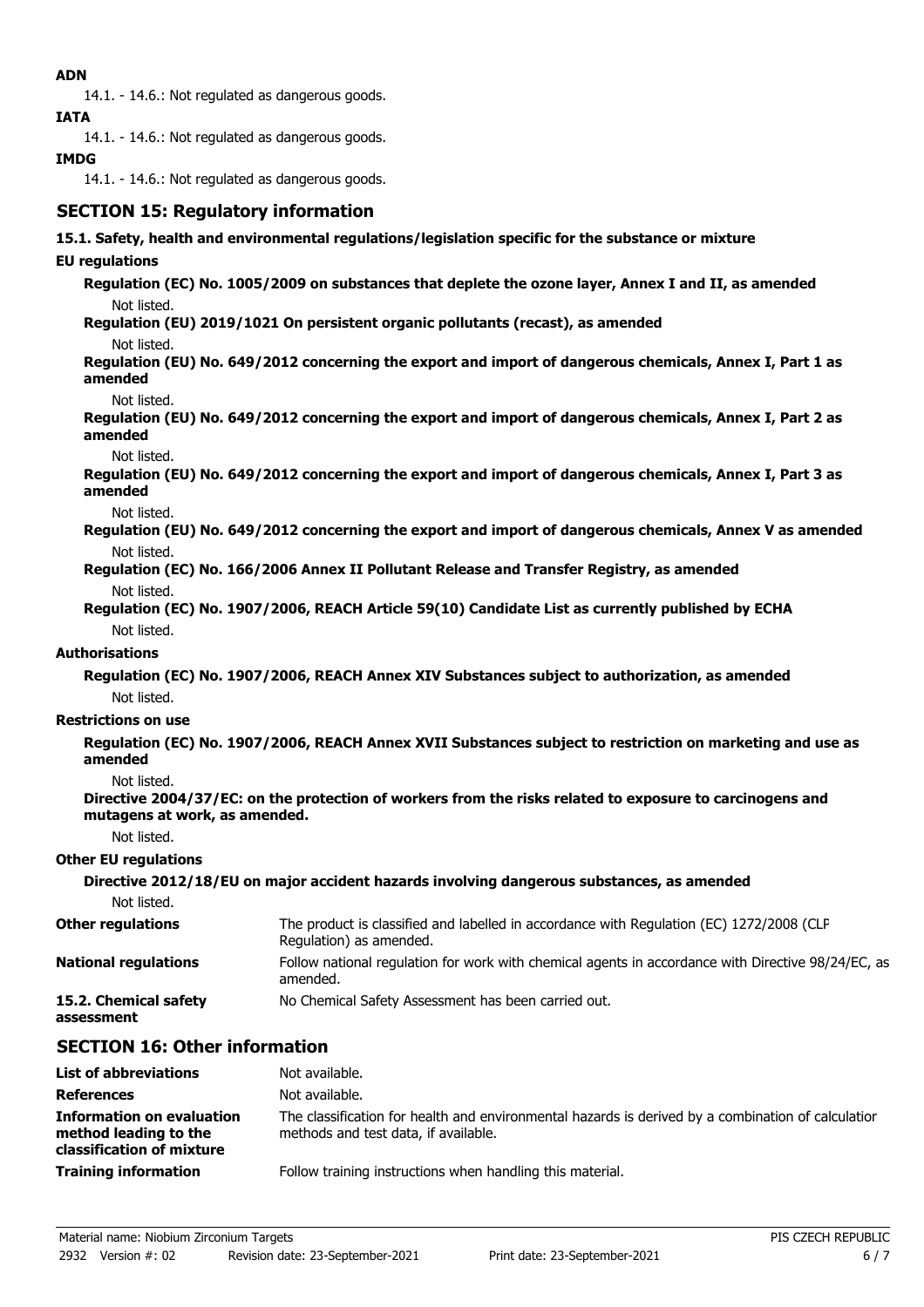**ADN**

14.1. - 14.6.: Not regulated as dangerous goods.

**IATA**

14.1. - 14.6.: Not regulated as dangerous goods.

**IMDG**

14.1. - 14.6.: Not regulated as dangerous goods.

## SECTION 15: Regulatory information

**15.1. Safety, health and environmental regulations/legislation specific for the substance or mixture**

**EU regulations**

**Regulation (EC) No. 1005/2009 on substances that deplete the ozone layer, Annex I and II, as amended**

Not listed.

**Regulation (EU) 2019/1021 On persistent organic pollutants (recast), as amended**

Not listed.

**Regulation (EU) No. 649/2012 concerning the export and import of dangerous chemicals, Annex I, Part 1 as amended**

Not listed.

**Regulation (EU) No. 649/2012 concerning the export and import of dangerous chemicals, Annex I, Part 2 as amended**

Not listed.

**Regulation (EU) No. 649/2012 concerning the export and import of dangerous chemicals, Annex I, Part 3 as amended**

Not listed.

**Regulation (EU) No. 649/2012 concerning the export and import of dangerous chemicals, Annex V as amended**

Not listed.

**Regulation (EC) No. 166/2006 Annex II Pollutant Release and Transfer Registry, as amended**

Not listed.

**Regulation (EC) No. 1907/2006, REACH Article 59(10) Candidate List as currently published by ECHA**

Not listed.

**Authorisations**

**Regulation (EC) No. 1907/2006, REACH Annex XIV Substances subject to authorization, as amended**

Not listed.

**Restrictions on use**

**Regulation (EC) No. 1907/2006, REACH Annex XVII Substances subject to restriction on marketing and use as amended**

Not listed.

**Directive 2004/37/EC: on the protection of workers from the risks related to exposure to carcinogens and mutagens at work, as amended.**

Not listed.

**Other EU regulations**

**Directive 2012/18/EU on major accident hazards involving dangerous substances, as amended**

Not listed.

**Other regulations** The product is classified and labelled in accordance with Regulation (EC) 1272/2008 (CLP Regulation) as amended.

**National regulations** Follow national regulation for work with chemical agents in accordance with Directive 98/24/EC, as amended.

**15.2. Chemical safety assessment** No Chemical Safety Assessment has been carried out.

## SECTION 16: Other information

**List of abbreviations** Not available.

**References** Not available.

**Information on evaluation method leading to the classification of mixture** The classification for health and environmental hazards is derived by a combination of calculation methods and test data, if available.

**Training information** Follow training instructions when handling this material.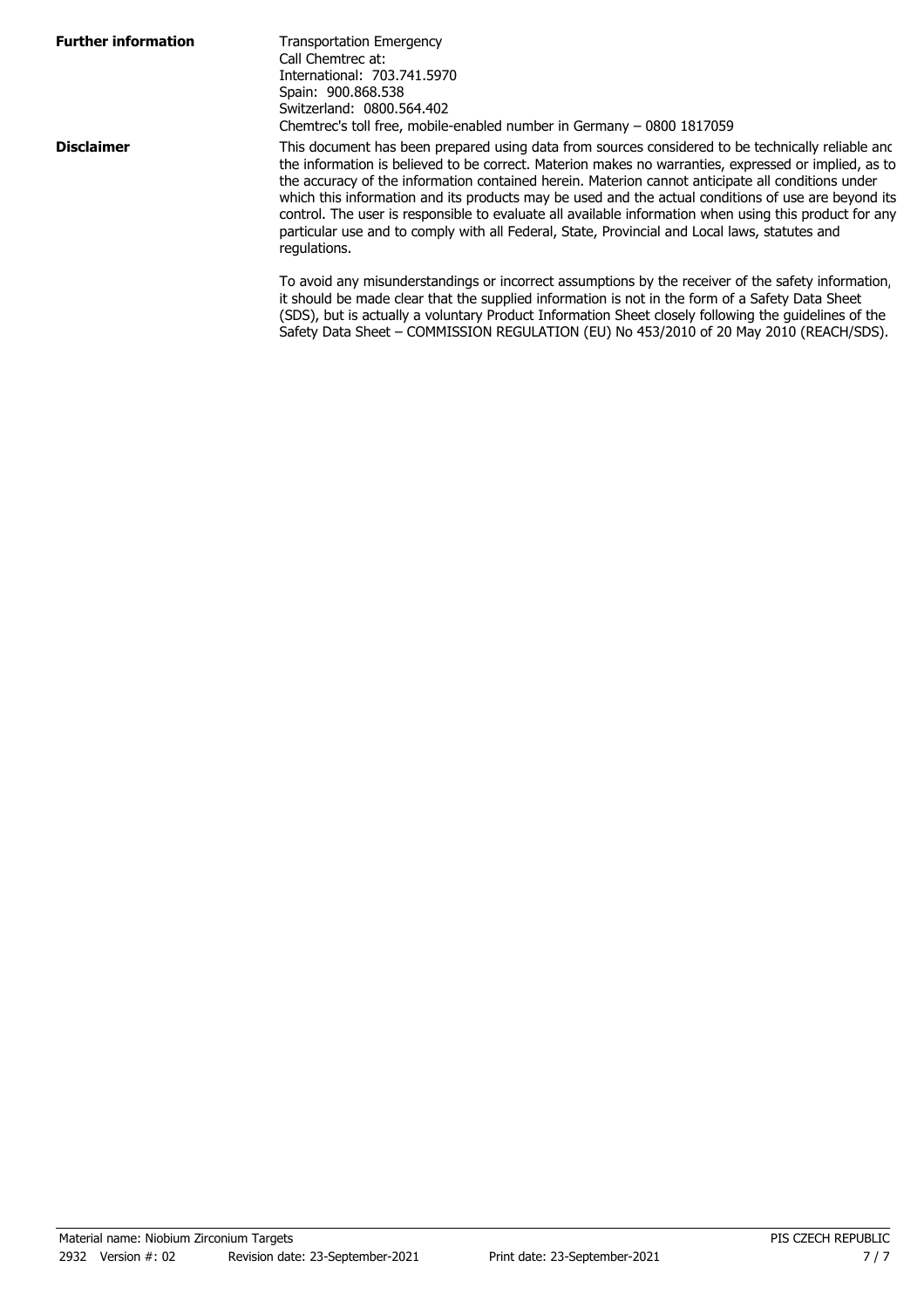**Further information**

Transportation Emergency
Call Chemtrec at:
International: 703.741.5970
Spain: 900.868.538
Switzerland: 0800.564.402
Chemtrec's toll free, mobile-enabled number in Germany – 0800 1817059

**Disclaimer**

This document has been prepared using data from sources considered to be technically reliable and the information is believed to be correct. Materion makes no warranties, expressed or implied, as to the accuracy of the information contained herein. Materion cannot anticipate all conditions under which this information and its products may be used and the actual conditions of use are beyond its control. The user is responsible to evaluate all available information when using this product for any particular use and to comply with all Federal, State, Provincial and Local laws, statutes and regulations.

To avoid any misunderstandings or incorrect assumptions by the receiver of the safety information, it should be made clear that the supplied information is not in the form of a Safety Data Sheet (SDS), but is actually a voluntary Product Information Sheet closely following the guidelines of the Safety Data Sheet – COMMISSION REGULATION (EU) No 453/2010 of 20 May 2010 (REACH/SDS).